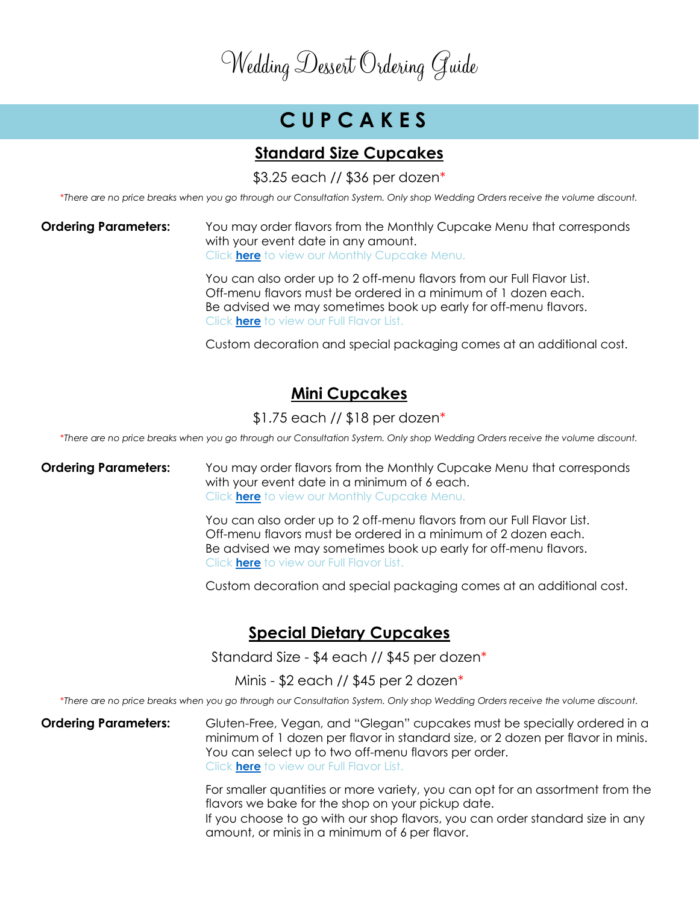# Wedding Dessert Ordering Guide

## CUPCAKES

### Standard Size Cupcakes

$3.25 each // $36 per dozen*

*There are no price breaks when you go through our Consultation System. Only shop Wedding Orders receive the volume discount.*

**Ordering Parameters:**

You may order flavors from the Monthly Cupcake Menu that corresponds with your event date in any amount.
Click **here** to view our Monthly Cupcake Menu.

You can also order up to 2 off-menu flavors from our Full Flavor List.
Off-menu flavors must be ordered in a minimum of 1 dozen each.
Be advised we may sometimes book up early for off-menu flavors.
Click **here** to view our Full Flavor List.

Custom decoration and special packaging comes at an additional cost.

### Mini Cupcakes

$1.75 each // $18 per dozen*

*There are no price breaks when you go through our Consultation System. Only shop Wedding Orders receive the volume discount.*

**Ordering Parameters:**

You may order flavors from the Monthly Cupcake Menu that corresponds with your event date in a minimum of 6 each.
Click **here** to view our Monthly Cupcake Menu.

You can also order up to 2 off-menu flavors from our Full Flavor List.
Off-menu flavors must be ordered in a minimum of 2 dozen each.
Be advised we may sometimes book up early for off-menu flavors.
Click **here** to view our Full Flavor List.

Custom decoration and special packaging comes at an additional cost.

### Special Dietary Cupcakes

Standard Size - $4 each // $45 per dozen*

Minis - $2 each // $45 per 2 dozen*

*There are no price breaks when you go through our Consultation System. Only shop Wedding Orders receive the volume discount.*

**Ordering Parameters:**

Gluten-Free, Vegan, and "Glegan" cupcakes must be specially ordered in a minimum of 1 dozen per flavor in standard size, or 2 dozen per flavor in minis.
You can select up to two off-menu flavors per order.
Click **here** to view our Full Flavor List.

For smaller quantities or more variety, you can opt for an assortment from the flavors we bake for the shop on your pickup date.
If you choose to go with our shop flavors, you can order standard size in any amount, or minis in a minimum of 6 per flavor.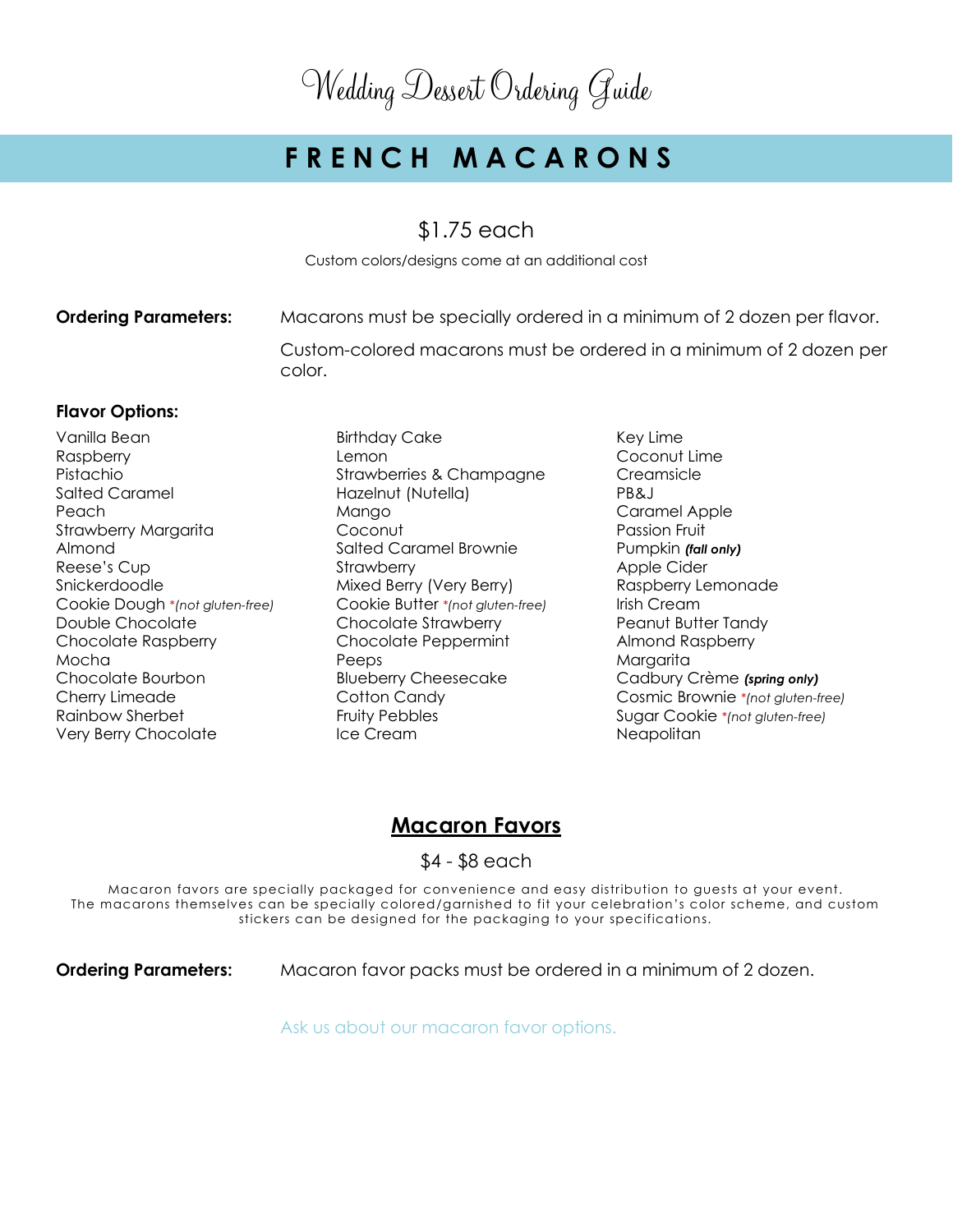# Wedding Dessert Ordering Guide

## FRENCH MACARONS

$1.75 each

Custom colors/designs come at an additional cost

**Ordering Parameters:** Macarons must be specially ordered in a minimum of 2 dozen per flavor.

Custom-colored macarons must be ordered in a minimum of 2 dozen per color.

**Flavor Options:**

Vanilla Bean
Raspberry
Pistachio
Salted Caramel
Peach
Strawberry Margarita
Almond
Reese's Cup
Snickerdoodle
Cookie Dough *(not gluten-free)*
Double Chocolate
Chocolate Raspberry
Mocha
Chocolate Bourbon
Cherry Limeade
Rainbow Sherbet
Very Berry Chocolate

Birthday Cake
Lemon
Strawberries & Champagne
Hazelnut (Nutella)
Mango
Coconut
Salted Caramel Brownie
Strawberry
Mixed Berry (Very Berry)
Cookie Butter *(not gluten-free)*
Chocolate Strawberry
Chocolate Peppermint
Peeps
Blueberry Cheesecake
Cotton Candy
Fruity Pebbles
Ice Cream

Key Lime
Coconut Lime
Creamsicle
PB&J
Caramel Apple
Passion Fruit
Pumpkin ***(fall only)***
Apple Cider
Raspberry Lemonade
Irish Cream
Peanut Butter Tandy
Almond Raspberry
Margarita
Cadbury Crème ***(spring only)***
Cosmic Brownie *(not gluten-free)*
Sugar Cookie *(not gluten-free)*
Neapolitan

## Macaron Favors

$4 - $8 each

Macaron favors are specially packaged for convenience and easy distribution to guests at your event. The macarons themselves can be specially colored/garnished to fit your celebration's color scheme, and custom stickers can be designed for the packaging to your specifications.

**Ordering Parameters:** Macaron favor packs must be ordered in a minimum of 2 dozen.

Ask us about our macaron favor options.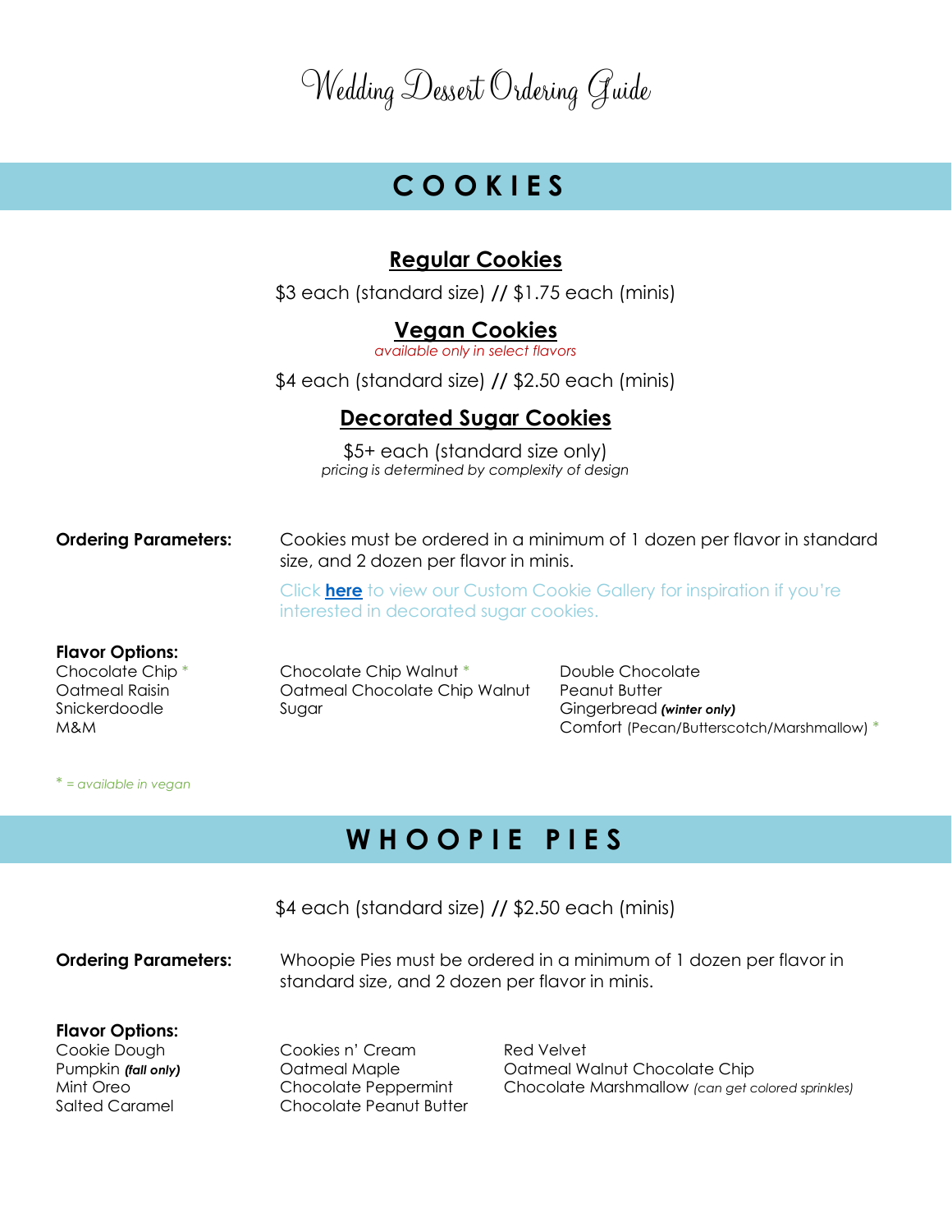# Wedding Dessert Ordering Guide

## COOKIES

### Regular Cookies

$3 each (standard size) // $1.75 each (minis)

### Vegan Cookies

*available only in select flavors*

$4 each (standard size) // $2.50 each (minis)

### Decorated Sugar Cookies

$5+ each (standard size only)
*pricing is determined by complexity of design*

**Ordering Parameters:** Cookies must be ordered in a minimum of 1 dozen per flavor in standard size, and 2 dozen per flavor in minis.

Click **here** to view our Custom Cookie Gallery for inspiration if you're interested in decorated sugar cookies.

**Flavor Options:**

Chocolate Chip *
Oatmeal Raisin
Snickerdoodle
M&M
Chocolate Chip Walnut *
Oatmeal Chocolate Chip Walnut
Sugar
Double Chocolate
Peanut Butter
Gingerbread ***(winter only)***
Comfort (Pecan/Butterscotch/Marshmallow) *

*\* = available in vegan*

## WHOOPIE PIES

$4 each (standard size) // $2.50 each (minis)

**Ordering Parameters:** Whoopie Pies must be ordered in a minimum of 1 dozen per flavor in standard size, and 2 dozen per flavor in minis.

**Flavor Options:**

Cookie Dough
Pumpkin ***(fall only)***
Mint Oreo
Salted Caramel
Cookies n' Cream
Oatmeal Maple
Chocolate Peppermint
Chocolate Peanut Butter
Red Velvet
Oatmeal Walnut Chocolate Chip
Chocolate Marshmallow *(can get colored sprinkles)*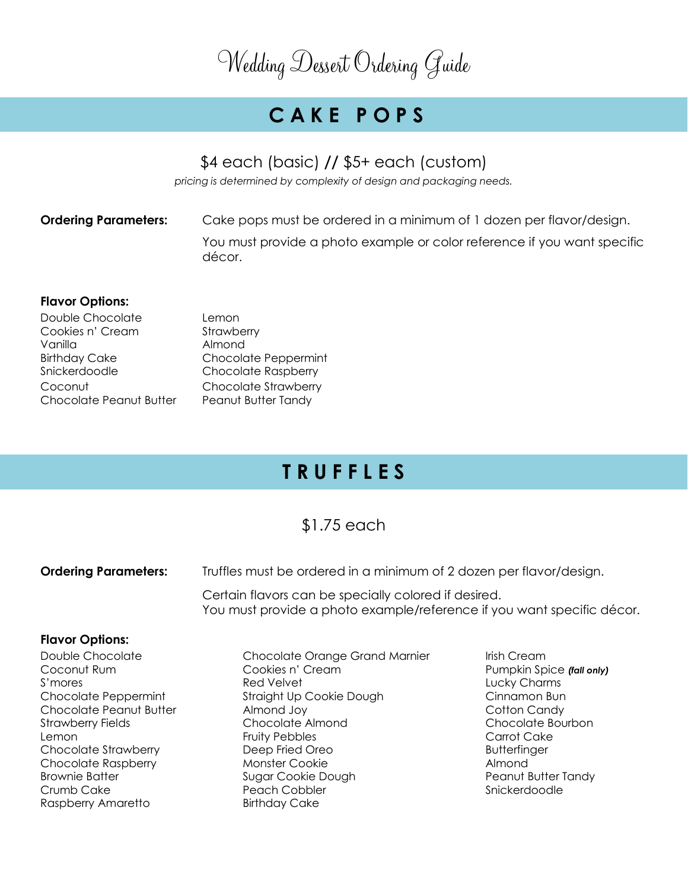# Wedding Dessert Ordering Guide

## CAKE POPS

$4 each (basic) // $5+ each (custom)

*pricing is determined by complexity of design and packaging needs.*

**Ordering Parameters:** Cake pops must be ordered in a minimum of 1 dozen per flavor/design.

You must provide a photo example or color reference if you want specific décor.

**Flavor Options:**

- Double Chocolate
- Cookies n' Cream
- Vanilla
- Birthday Cake
- Snickerdoodle
- Coconut
- Chocolate Peanut Butter
- Lemon
- Strawberry
- Almond
- Chocolate Peppermint
- Chocolate Raspberry
- Chocolate Strawberry
- Peanut Butter Tandy

## TRUFFLES

$1.75 each

**Ordering Parameters:** Truffles must be ordered in a minimum of 2 dozen per flavor/design.

Certain flavors can be specially colored if desired.
You must provide a photo example/reference if you want specific décor.

**Flavor Options:**

- Double Chocolate
- Coconut Rum
- S'mores
- Chocolate Peppermint
- Chocolate Peanut Butter
- Strawberry Fields
- Lemon
- Chocolate Strawberry
- Chocolate Raspberry
- Brownie Batter
- Crumb Cake
- Raspberry Amaretto
- Chocolate Orange Grand Marnier
- Cookies n' Cream
- Red Velvet
- Straight Up Cookie Dough
- Almond Joy
- Chocolate Almond
- Fruity Pebbles
- Deep Fried Oreo
- Monster Cookie
- Sugar Cookie Dough
- Peach Cobbler
- Birthday Cake
- Irish Cream
- Pumpkin Spice ***(fall only)***
- Lucky Charms
- Cinnamon Bun
- Cotton Candy
- Chocolate Bourbon
- Carrot Cake
- Butterfinger
- Almond
- Peanut Butter Tandy
- Snickerdoodle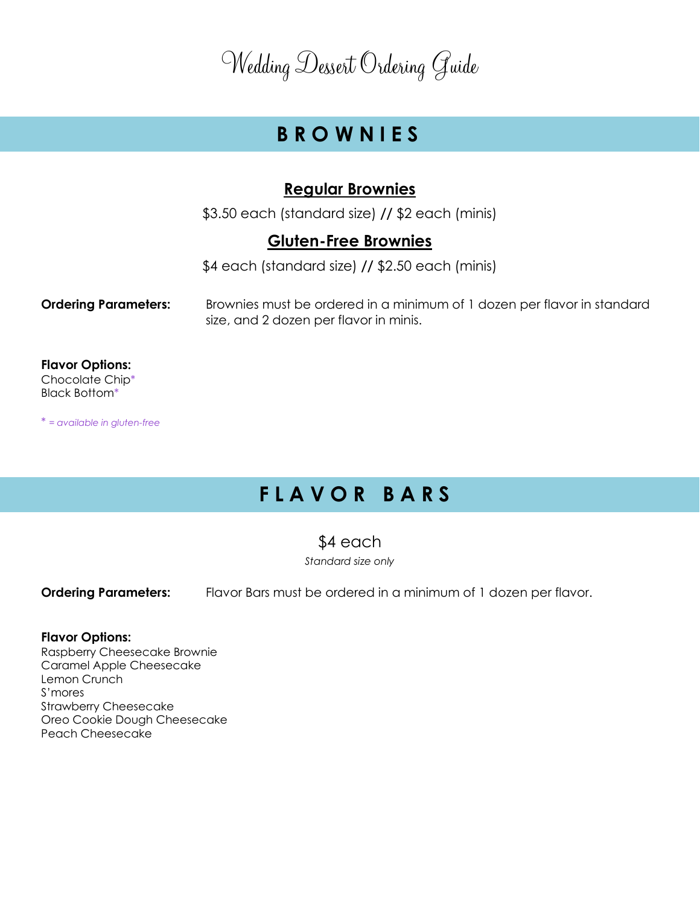# Wedding Dessert Ordering Guide

## BROWNIES

### Regular Brownies

$3.50 each (standard size) // $2 each (minis)

### Gluten-Free Brownies

$4 each (standard size) // $2.50 each (minis)

**Ordering Parameters:** Brownies must be ordered in a minimum of 1 dozen per flavor in standard size, and 2 dozen per flavor in minis.

**Flavor Options:**
Chocolate Chip*
Black Bottom*

*\* = available in gluten-free*

## FLAVOR BARS

$4 each

*Standard size only*

**Ordering Parameters:** Flavor Bars must be ordered in a minimum of 1 dozen per flavor.

**Flavor Options:**
Raspberry Cheesecake Brownie
Caramel Apple Cheesecake
Lemon Crunch
S'mores
Strawberry Cheesecake
Oreo Cookie Dough Cheesecake
Peach Cheesecake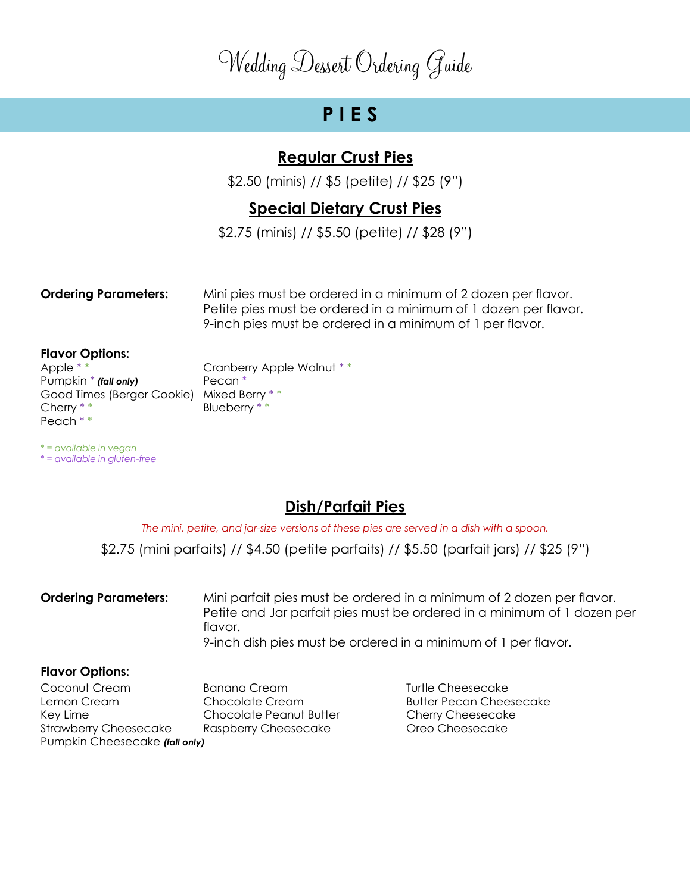# Wedding Dessert Ordering Guide

## PIES

### Regular Crust Pies

$2.50 (minis) // $5 (petite) // $25 (9")

### Special Dietary Crust Pies

$2.75 (minis) // $5.50 (petite) // $28 (9")

**Ordering Parameters:** Mini pies must be ordered in a minimum of 2 dozen per flavor.
Petite pies must be ordered in a minimum of 1 dozen per flavor.
9-inch pies must be ordered in a minimum of 1 per flavor.

**Flavor Options:**

Apple * *
Pumpkin * ***(fall only)***
Good Times (Berger Cookie)
Cherry * *
Peach * *
Cranberry Apple Walnut * *
Pecan *
Mixed Berry * *
Blueberry * *

*\* = available in vegan*
*\* = available in gluten-free*

### Dish/Parfait Pies

*The mini, petite, and jar-size versions of these pies are served in a dish with a spoon.*

$2.75 (mini parfaits) // $4.50 (petite parfaits) // $5.50 (parfait jars) // $25 (9")

**Ordering Parameters:** Mini parfait pies must be ordered in a minimum of 2 dozen per flavor.
Petite and Jar parfait pies must be ordered in a minimum of 1 dozen per flavor.
9-inch dish pies must be ordered in a minimum of 1 per flavor.

**Flavor Options:**

Coconut Cream
Lemon Cream
Key Lime
Strawberry Cheesecake
Pumpkin Cheesecake ***(fall only)***
Banana Cream
Chocolate Cream
Chocolate Peanut Butter
Raspberry Cheesecake
Turtle Cheesecake
Butter Pecan Cheesecake
Cherry Cheesecake
Oreo Cheesecake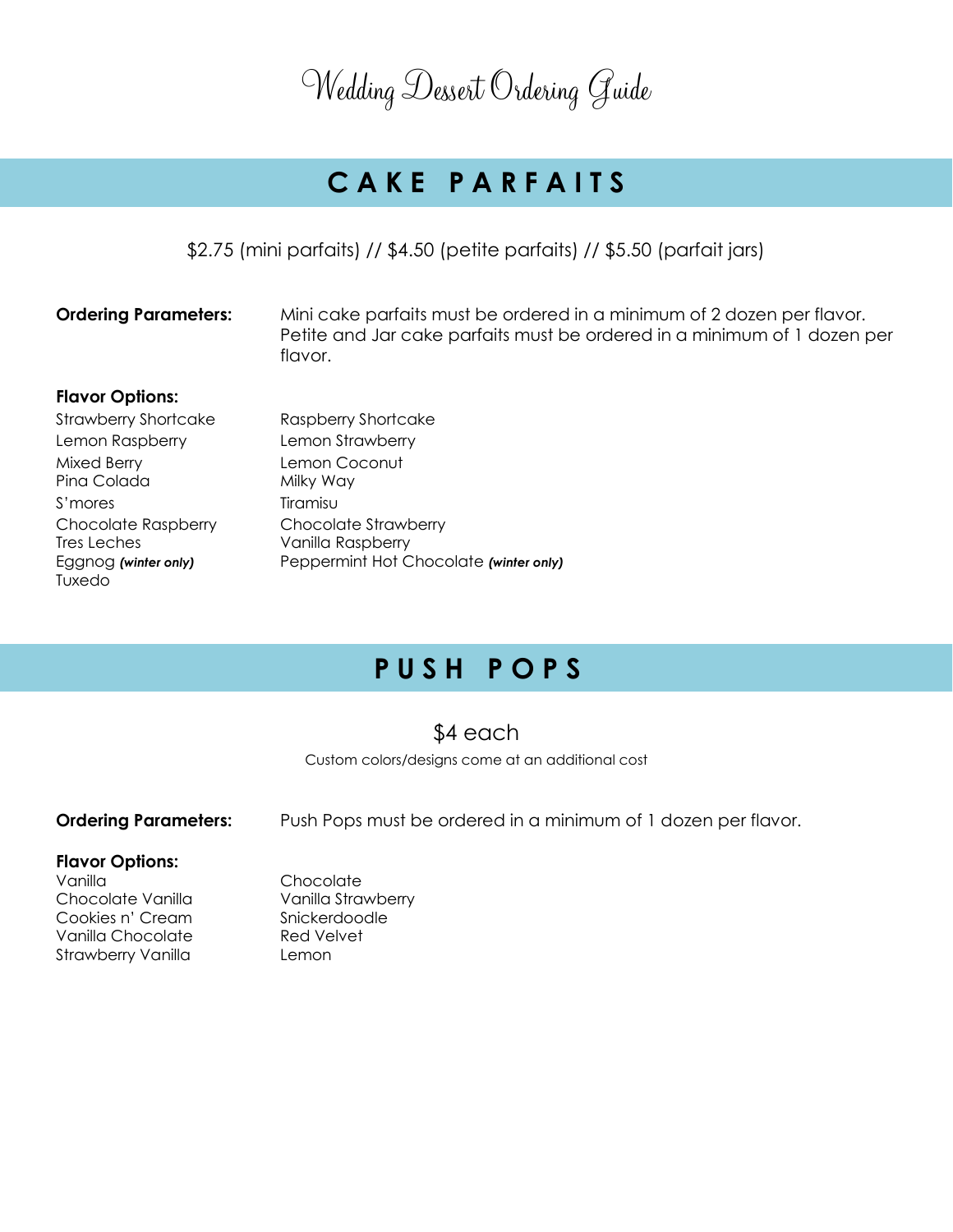# Wedding Dessert Ordering Guide

## CAKE PARFAITS

$2.75 (mini parfaits) // $4.50 (petite parfaits) // $5.50 (parfait jars)

**Ordering Parameters:** Mini cake parfaits must be ordered in a minimum of 2 dozen per flavor. Petite and Jar cake parfaits must be ordered in a minimum of 1 dozen per flavor.

**Flavor Options:**

- Strawberry Shortcake
- Raspberry Shortcake
- Lemon Raspberry
- Lemon Strawberry
- Mixed Berry
- Lemon Coconut
- Pina Colada
- Milky Way
- S'mores
- Tiramisu
- Chocolate Raspberry
- Chocolate Strawberry
- Tres Leches
- Vanilla Raspberry
- Eggnog ***(winter only)***
- Peppermint Hot Chocolate ***(winter only)***
- Tuxedo

## PUSH POPS

$4 each

Custom colors/designs come at an additional cost

**Ordering Parameters:** Push Pops must be ordered in a minimum of 1 dozen per flavor.

**Flavor Options:**

- Vanilla
- Chocolate
- Chocolate Vanilla
- Vanilla Strawberry
- Cookies n' Cream
- Snickerdoodle
- Vanilla Chocolate
- Red Velvet
- Strawberry Vanilla
- Lemon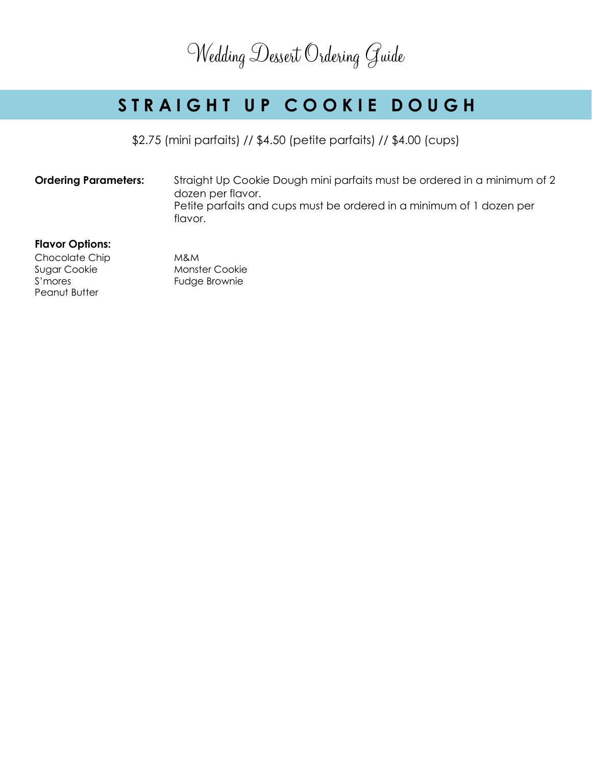# Wedding Dessert Ordering Guide

## STRAIGHT UP COOKIE DOUGH

$2.75 (mini parfaits) // $4.50 (petite parfaits) // $4.00 (cups)

**Ordering Parameters:** Straight Up Cookie Dough mini parfaits must be ordered in a minimum of 2 dozen per flavor.
Petite parfaits and cups must be ordered in a minimum of 1 dozen per flavor.

**Flavor Options:**

- Chocolate Chip
- Sugar Cookie
- S'mores
- Peanut Butter
- M&M
- Monster Cookie
- Fudge Brownie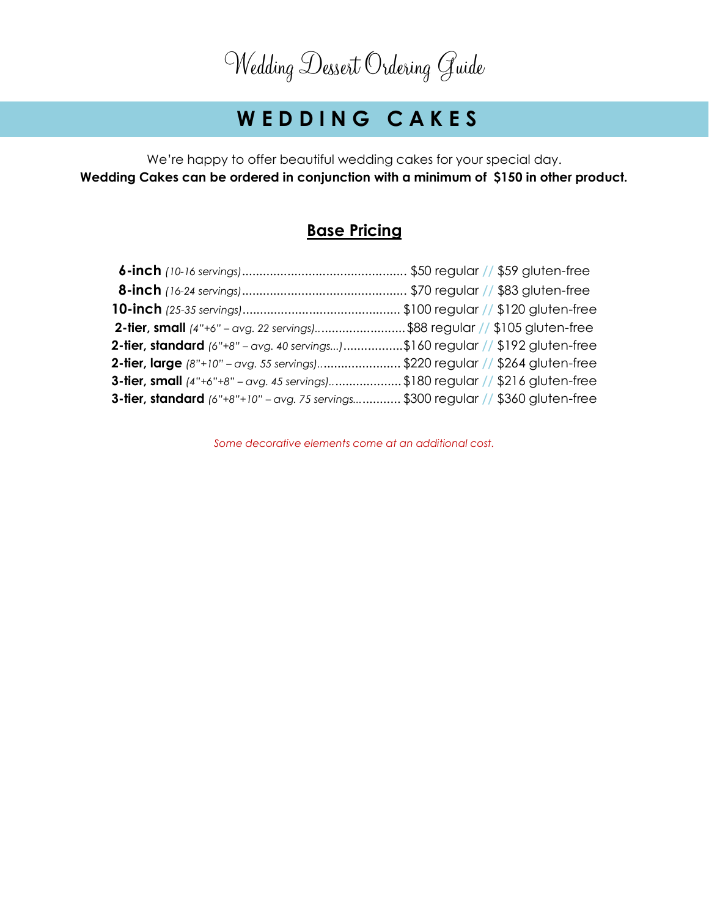# Wedding Dessert Ordering Guide

## WEDDING CAKES

We're happy to offer beautiful wedding cakes for your special day.
**Wedding Cakes can be ordered in conjunction with a minimum of $150 in other product.**

### Base Pricing

**6-inch** *(10-16 servings)*............................................... $50 regular // $59 gluten-free
**8-inch** *(16-24 servings)*............................................... $70 regular // $83 gluten-free
**10-inch** *(25-35 servings)*............................................. $100 regular // $120 gluten-free
**2-tier, small** *(4"+6" – avg. 22 servings)*.......................... $88 regular // $105 gluten-free
**2-tier, standard** *(6"+8" – avg. 40 servings...)*.................. $160 regular // $192 gluten-free
**2-tier, large** *(8"+10" – avg. 55 servings)*........................ $220 regular // $264 gluten-free
**3-tier, small** *(4"+6"+8" – avg. 45 servings)*..................... $180 regular // $216 gluten-free
**3-tier, standard** *(6"+8"+10" – avg. 75 servings*............... $300 regular // $360 gluten-free

*Some decorative elements come at an additional cost.*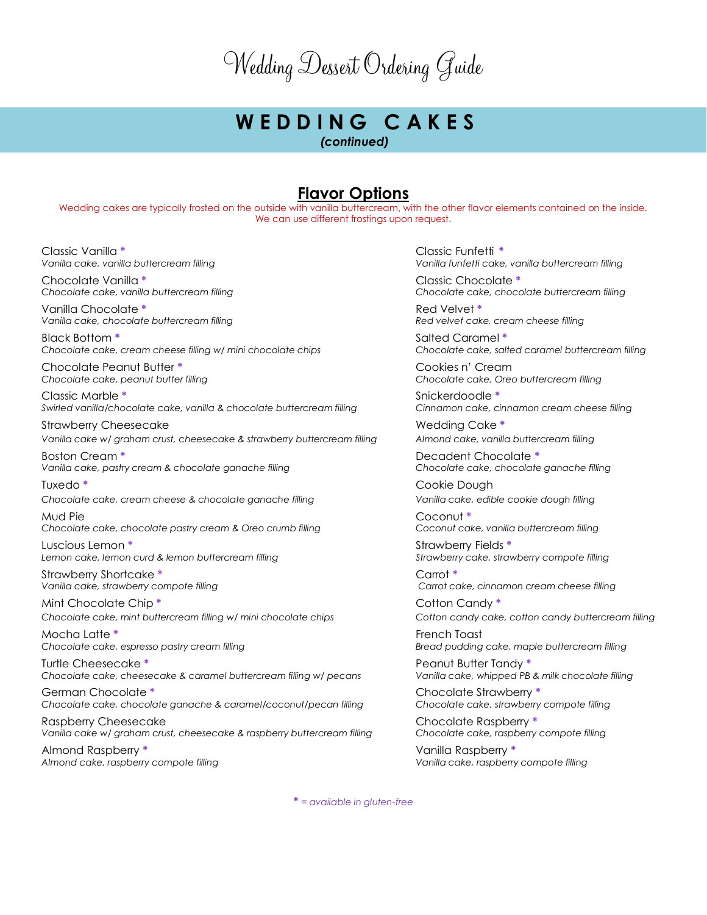# Wedding Dessert Ordering Guide

## WEDDING CAKES
*(continued)*

### Flavor Options

Wedding cakes are typically frosted on the outside with vanilla buttercream, with the other flavor elements contained on the inside. We can use different frostings upon request.

Classic Vanilla *
*Vanilla cake, vanilla buttercream filling*

Chocolate Vanilla *
*Chocolate cake, vanilla buttercream filling*

Vanilla Chocolate *
*Vanilla cake, chocolate buttercream filling*

Black Bottom *
*Chocolate cake, cream cheese filling w/ mini chocolate chips*

Chocolate Peanut Butter *
*Chocolate cake, peanut butter filling*

Classic Marble *
*Swirled vanilla/chocolate cake, vanilla & chocolate buttercream filling*

Strawberry Cheesecake
*Vanilla cake w/ graham crust, cheesecake & strawberry buttercream filling*

Boston Cream *
*Vanilla cake, pastry cream & chocolate ganache filling*

Tuxedo *
*Chocolate cake, cream cheese & chocolate ganache filling*

Mud Pie
*Chocolate cake, chocolate pastry cream & Oreo crumb filling*

Luscious Lemon *
*Lemon cake, lemon curd & lemon buttercream filling*

Strawberry Shortcake *
*Vanilla cake, strawberry compote filling*

Mint Chocolate Chip *
*Chocolate cake, mint buttercream filling w/ mini chocolate chips*

Mocha Latte *
*Chocolate cake, espresso pastry cream filling*

Turtle Cheesecake *
*Chocolate cake, cheesecake & caramel buttercream filling w/ pecans*

German Chocolate *
*Chocolate cake, chocolate ganache & caramel/coconut/pecan filling*

Raspberry Cheesecake
*Vanilla cake w/ graham crust, cheesecake & raspberry buttercream filling*

Almond Raspberry *
*Almond cake, raspberry compote filling*

Classic Funfetti *
*Vanilla funfetti cake, vanilla buttercream filling*

Classic Chocolate *
*Chocolate cake, chocolate buttercream filling*

Red Velvet *
*Red velvet cake, cream cheese filling*

Salted Caramel *
*Chocolate cake, salted caramel buttercream filling*

Cookies n' Cream
*Chocolate cake, Oreo buttercream filling*

Snickerdoodle *
*Cinnamon cake, cinnamon cream cheese filling*

Wedding Cake *
*Almond cake, vanilla buttercream filling*

Decadent Chocolate *
*Chocolate cake, chocolate ganache filling*

Cookie Dough
*Vanilla cake, edible cookie dough filling*

Coconut *
*Coconut cake, vanilla buttercream filling*

Strawberry Fields *
*Strawberry cake, strawberry compote filling*

Carrot *
*Carrot cake, cinnamon cream cheese filling*

Cotton Candy *
*Cotton candy cake, cotton candy buttercream filling*

French Toast
*Bread pudding cake, maple buttercream filling*

Peanut Butter Tandy *
*Vanilla cake, whipped PB & milk chocolate filling*

Chocolate Strawberry *
*Chocolate cake, strawberry compote filling*

Chocolate Raspberry *
*Chocolate cake, raspberry compote filling*

Vanilla Raspberry *
*Vanilla cake, raspberry compote filling*

* = available in gluten-free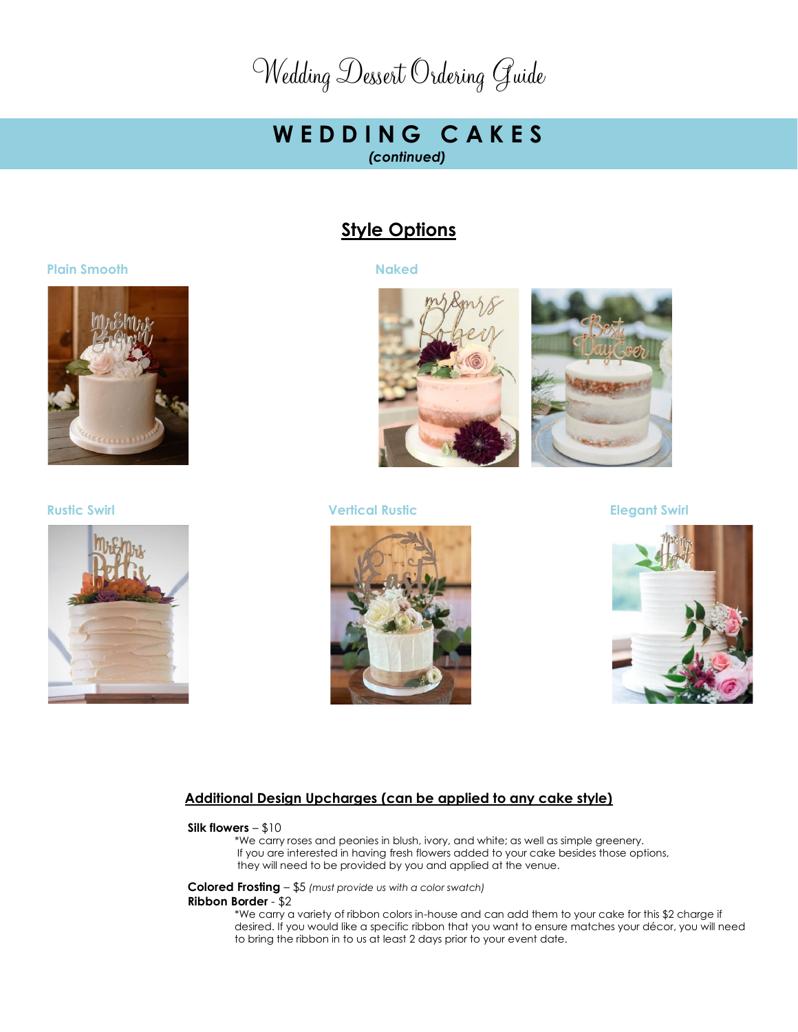# Wedding Dessert Ordering Guide

## WEDDING CAKES

*(continued)*

### Style Options

**Plain Smooth**

**Naked**

**Rustic Swirl**

**Vertical Rustic**

**Elegant Swirl**

### Additional Design Upcharges (can be applied to any cake style)

**Silk flowers** – $10

*We carry roses and peonies in blush, ivory, and white; as well as simple greenery. If you are interested in having fresh flowers added to your cake besides those options, they will need to be provided by you and applied at the venue.

**Colored Frosting** – $5 *(must provide us with a color swatch)*

**Ribbon Border** - $2

*We carry a variety of ribbon colors in-house and can add them to your cake for this $2 charge if desired. If you would like a specific ribbon that you want to ensure matches your décor, you will need to bring the ribbon in to us at least 2 days prior to your event date.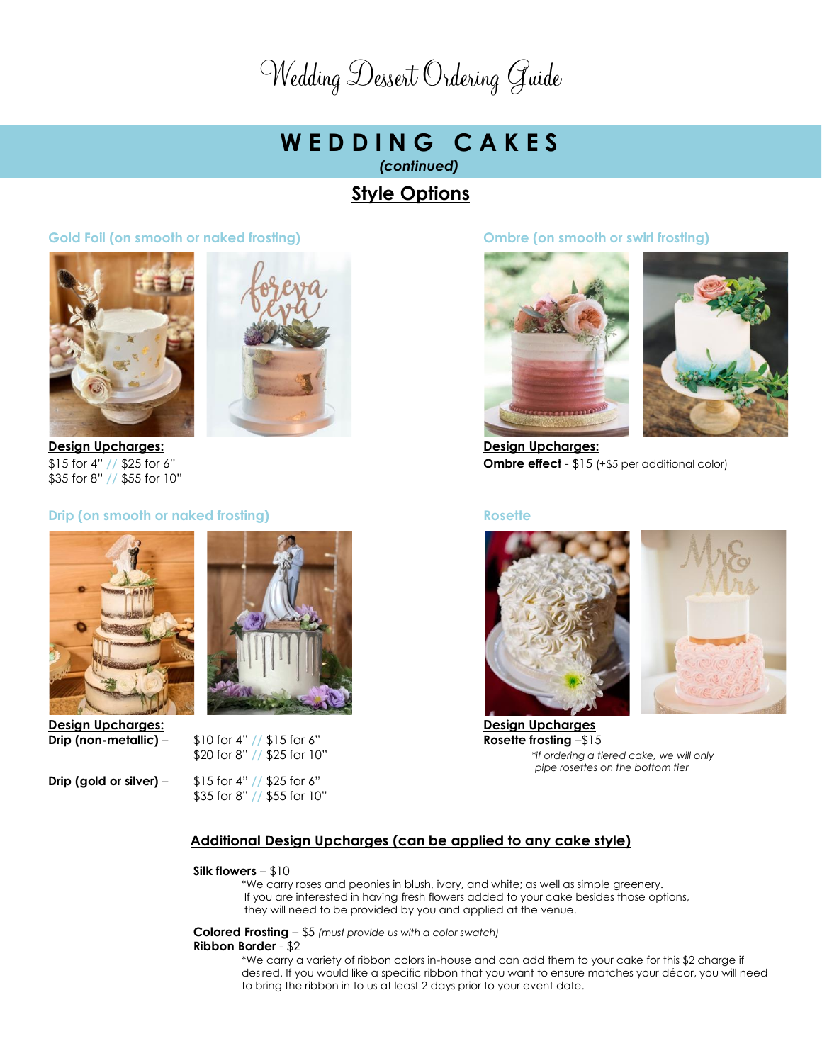# Wedding Dessert Ordering Guide

## WEDDING CAKES

*(continued)*

### Style Options

#### Gold Foil (on smooth or naked frosting)

**Design Upcharges:**
$15 for 4" // $25 for 6"
$35 for 8" // $55 for 10"

#### Ombre (on smooth or swirl frosting)

**Design Upcharges:**
**Ombre effect** - $15 (+$5 per additional color)

#### Drip (on smooth or naked frosting)

**Design Upcharges:**

**Drip (non-metallic)** – $10 for 4" // $15 for 6"
$20 for 8" // $25 for 10"

**Drip (gold or silver)** – $15 for 4" // $25 for 6"
$35 for 8" // $55 for 10"

#### Rosette

**Design Upcharges**
**Rosette frosting** –$15

*\*if ordering a tiered cake, we will only pipe rosettes on the bottom tier*

### Additional Design Upcharges (can be applied to any cake style)

**Silk flowers** – $10

*We carry roses and peonies in blush, ivory, and white; as well as simple greenery. If you are interested in having fresh flowers added to your cake besides those options, they will need to be provided by you and applied at the venue.

**Colored Frosting** – $5 *(must provide us with a color swatch)*

**Ribbon Border** - $2

*We carry a variety of ribbon colors in-house and can add them to your cake for this $2 charge if desired. If you would like a specific ribbon that you want to ensure matches your décor, you will need to bring the ribbon in to us at least 2 days prior to your event date.